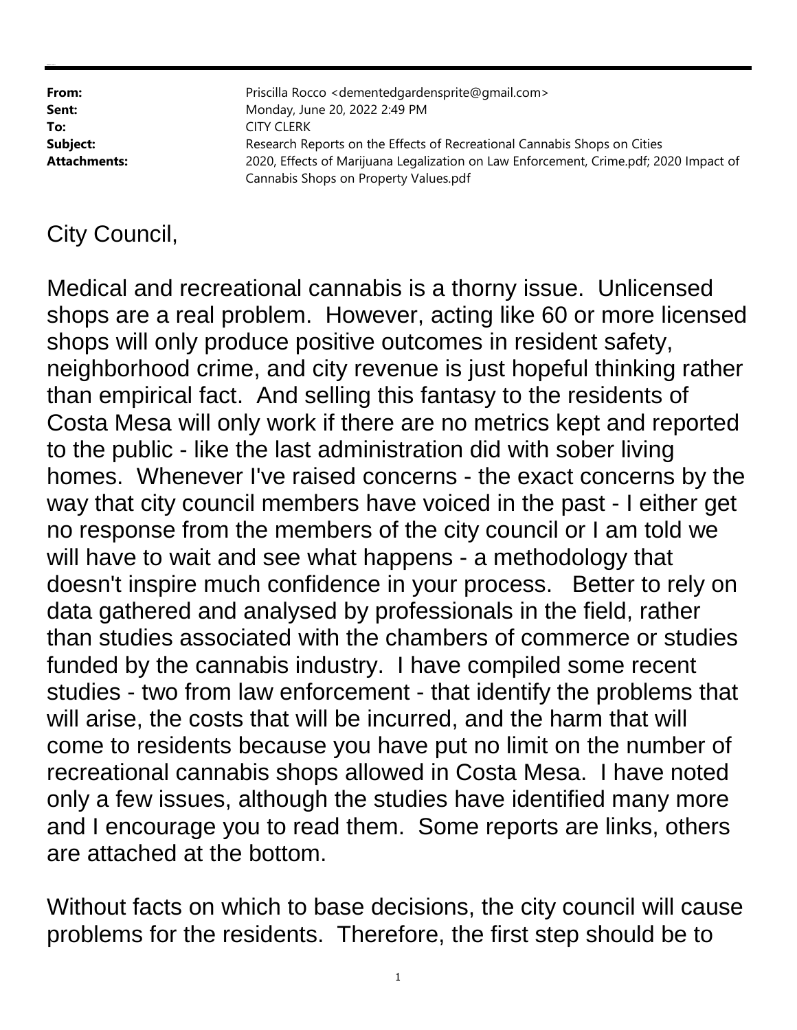**From:** Priscilla Rocco <dementedgardensprite@gmail.com>
**Sent:** Monday, June 20, 2022 2:49 PM
**To:** CITY CLERK
**Subject:** Research Reports on the Effects of Recreational Cannabis Shops on Cities
**Attachments:** 2020, Effects of Marijuana Legalization on Law Enforcement, Crime.pdf; 2020 Impact of Cannabis Shops on Property Values.pdf

City Council,

Medical and recreational cannabis is a thorny issue. Unlicensed shops are a real problem. However, acting like 60 or more licensed shops will only produce positive outcomes in resident safety, neighborhood crime, and city revenue is just hopeful thinking rather than empirical fact. And selling this fantasy to the residents of Costa Mesa will only work if there are no metrics kept and reported to the public - like the last administration did with sober living homes. Whenever I've raised concerns - the exact concerns by the way that city council members have voiced in the past - I either get no response from the members of the city council or I am told we will have to wait and see what happens - a methodology that doesn't inspire much confidence in your process. Better to rely on data gathered and analysed by professionals in the field, rather than studies associated with the chambers of commerce or studies funded by the cannabis industry. I have compiled some recent studies - two from law enforcement - that identify the problems that will arise, the costs that will be incurred, and the harm that will come to residents because you have put no limit on the number of recreational cannabis shops allowed in Costa Mesa. I have noted only a few issues, although the studies have identified many more and I encourage you to read them. Some reports are links, others are attached at the bottom.

Without facts on which to base decisions, the city council will cause problems for the residents. Therefore, the first step should be to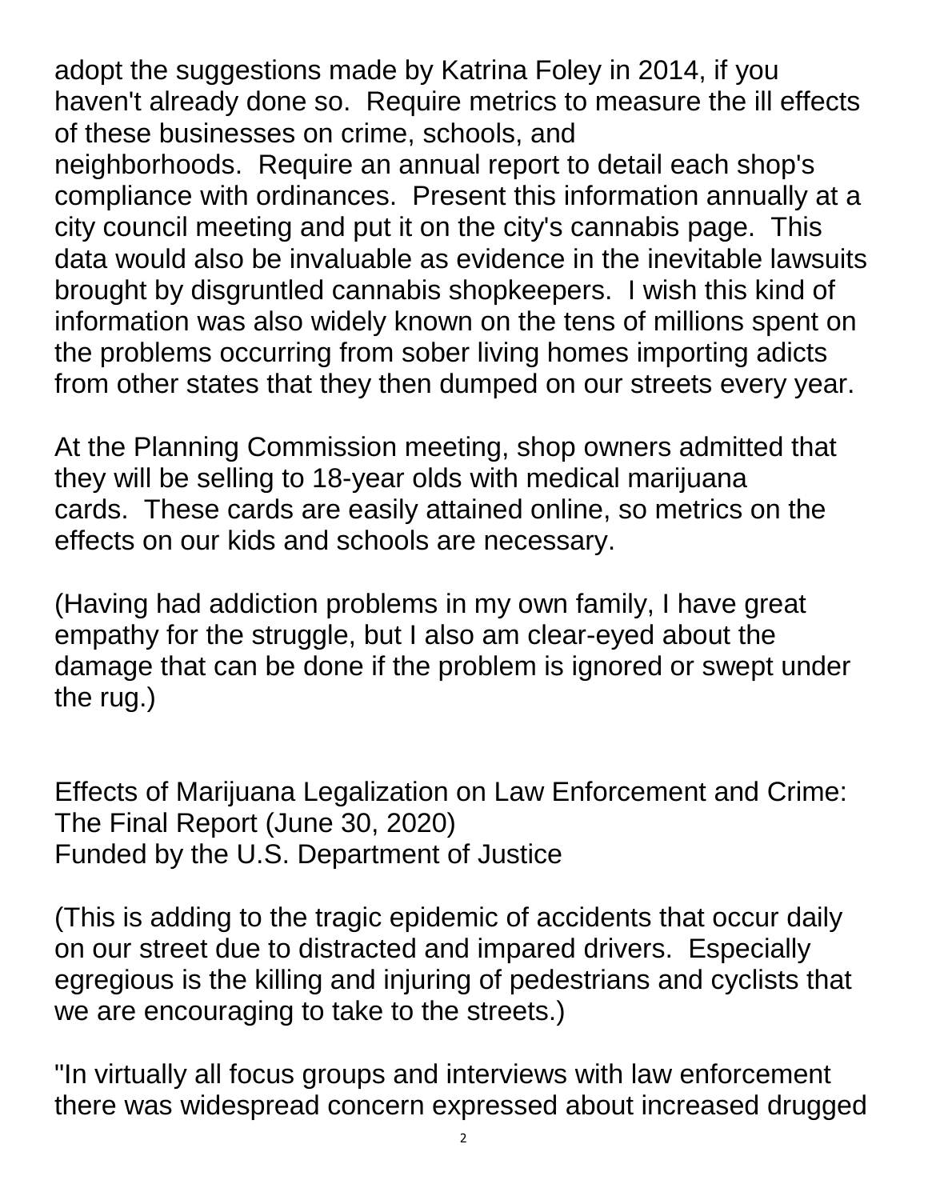adopt the suggestions made by Katrina Foley in 2014, if you haven't already done so. Require metrics to measure the ill effects of these businesses on crime, schools, and neighborhoods. Require an annual report to detail each shop's compliance with ordinances. Present this information annually at a city council meeting and put it on the city's cannabis page. This data would also be invaluable as evidence in the inevitable lawsuits brought by disgruntled cannabis shopkeepers. I wish this kind of information was also widely known on the tens of millions spent on the problems occurring from sober living homes importing adicts from other states that they then dumped on our streets every year.

At the Planning Commission meeting, shop owners admitted that they will be selling to 18-year olds with medical marijuana cards. These cards are easily attained online, so metrics on the effects on our kids and schools are necessary.

(Having had addiction problems in my own family, I have great empathy for the struggle, but I also am clear-eyed about the damage that can be done if the problem is ignored or swept under the rug.)

Effects of Marijuana Legalization on Law Enforcement and Crime: The Final Report (June 30, 2020)
Funded by the U.S. Department of Justice

(This is adding to the tragic epidemic of accidents that occur daily on our street due to distracted and impared drivers. Especially egregious is the killing and injuring of pedestrians and cyclists that we are encouraging to take to the streets.)

"In virtually all focus groups and interviews with law enforcement there was widespread concern expressed about increased drugged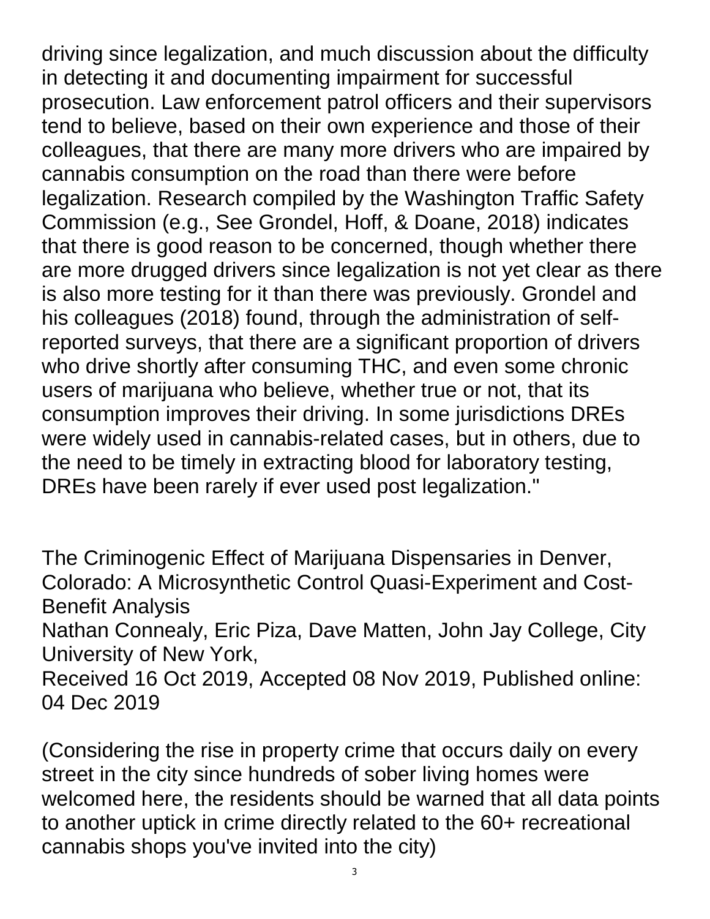driving since legalization, and much discussion about the difficulty in detecting it and documenting impairment for successful prosecution. Law enforcement patrol officers and their supervisors tend to believe, based on their own experience and those of their colleagues, that there are many more drivers who are impaired by cannabis consumption on the road than there were before legalization. Research compiled by the Washington Traffic Safety Commission (e.g., See Grondel, Hoff, & Doane, 2018) indicates that there is good reason to be concerned, though whether there are more drugged drivers since legalization is not yet clear as there is also more testing for it than there was previously. Grondel and his colleagues (2018) found, through the administration of self-reported surveys, that there are a significant proportion of drivers who drive shortly after consuming THC, and even some chronic users of marijuana who believe, whether true or not, that its consumption improves their driving. In some jurisdictions DREs were widely used in cannabis-related cases, but in others, due to the need to be timely in extracting blood for laboratory testing, DREs have been rarely if ever used post legalization."

The Criminogenic Effect of Marijuana Dispensaries in Denver, Colorado: A Microsynthetic Control Quasi-Experiment and Cost-Benefit Analysis
Nathan Connealy, Eric Piza, Dave Matten, John Jay College, City University of New York,
Received 16 Oct 2019, Accepted 08 Nov 2019, Published online: 04 Dec 2019

(Considering the rise in property crime that occurs daily on every street in the city since hundreds of sober living homes were welcomed here, the residents should be warned that all data points to another uptick in crime directly related to the 60+ recreational cannabis shops you've invited into the city)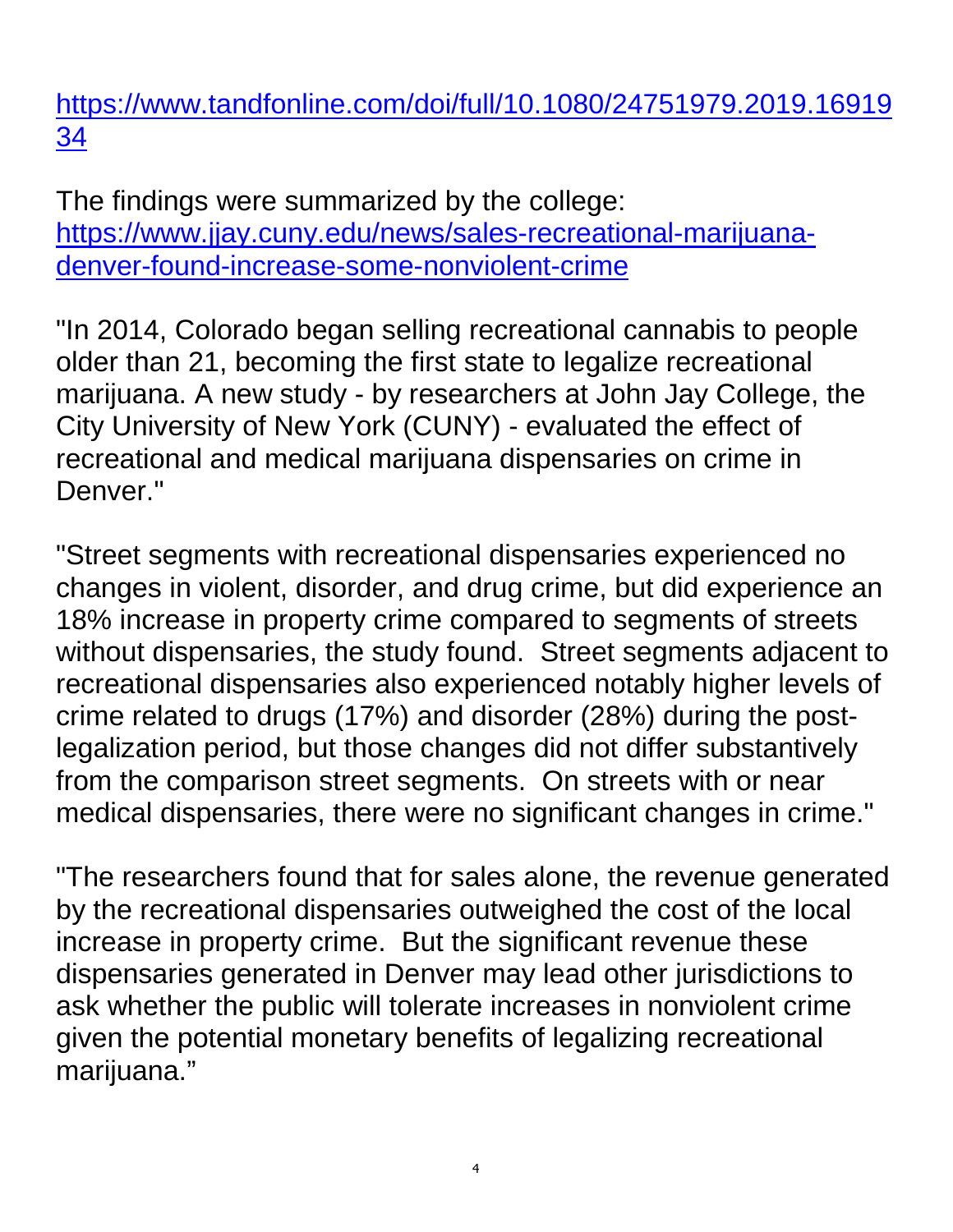https://www.tandfonline.com/doi/full/10.1080/24751979.2019.1691934

The findings were summarized by the college:
https://www.jjay.cuny.edu/news/sales-recreational-marijuana-denver-found-increase-some-nonviolent-crime

"In 2014, Colorado began selling recreational cannabis to people older than 21, becoming the first state to legalize recreational marijuana. A new study - by researchers at John Jay College, the City University of New York (CUNY) - evaluated the effect of recreational and medical marijuana dispensaries on crime in Denver."

"Street segments with recreational dispensaries experienced no changes in violent, disorder, and drug crime, but did experience an 18% increase in property crime compared to segments of streets without dispensaries, the study found. Street segments adjacent to recreational dispensaries also experienced notably higher levels of crime related to drugs (17%) and disorder (28%) during the post-legalization period, but those changes did not differ substantively from the comparison street segments. On streets with or near medical dispensaries, there were no significant changes in crime."

"The researchers found that for sales alone, the revenue generated by the recreational dispensaries outweighed the cost of the local increase in property crime. But the significant revenue these dispensaries generated in Denver may lead other jurisdictions to ask whether the public will tolerate increases in nonviolent crime given the potential monetary benefits of legalizing recreational marijuana."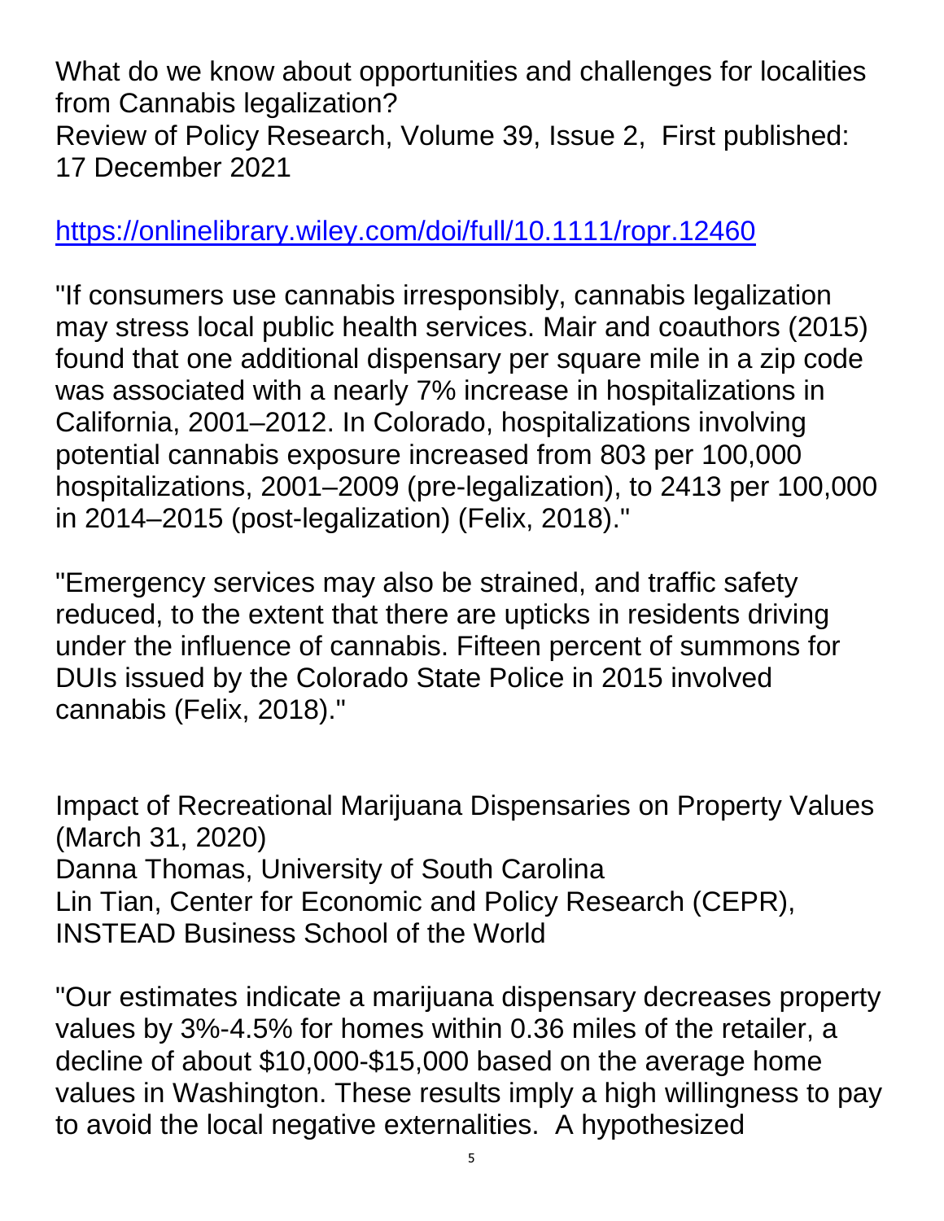What do we know about opportunities and challenges for localities from Cannabis legalization?
Review of Policy Research, Volume 39, Issue 2, First published: 17 December 2021

https://onlinelibrary.wiley.com/doi/full/10.1111/ropr.12460

"If consumers use cannabis irresponsibly, cannabis legalization may stress local public health services. Mair and coauthors (2015) found that one additional dispensary per square mile in a zip code was associated with a nearly 7% increase in hospitalizations in California, 2001–2012. In Colorado, hospitalizations involving potential cannabis exposure increased from 803 per 100,000 hospitalizations, 2001–2009 (pre-legalization), to 2413 per 100,000 in 2014–2015 (post-legalization) (Felix, 2018)."

"Emergency services may also be strained, and traffic safety reduced, to the extent that there are upticks in residents driving under the influence of cannabis. Fifteen percent of summons for DUIs issued by the Colorado State Police in 2015 involved cannabis (Felix, 2018)."

Impact of Recreational Marijuana Dispensaries on Property Values (March 31, 2020)
Danna Thomas, University of South Carolina
Lin Tian, Center for Economic and Policy Research (CEPR), INSTEAD Business School of the World

"Our estimates indicate a marijuana dispensary decreases property values by 3%-4.5% for homes within 0.36 miles of the retailer, a decline of about $10,000-$15,000 based on the average home values in Washington. These results imply a high willingness to pay to avoid the local negative externalities. A hypothesized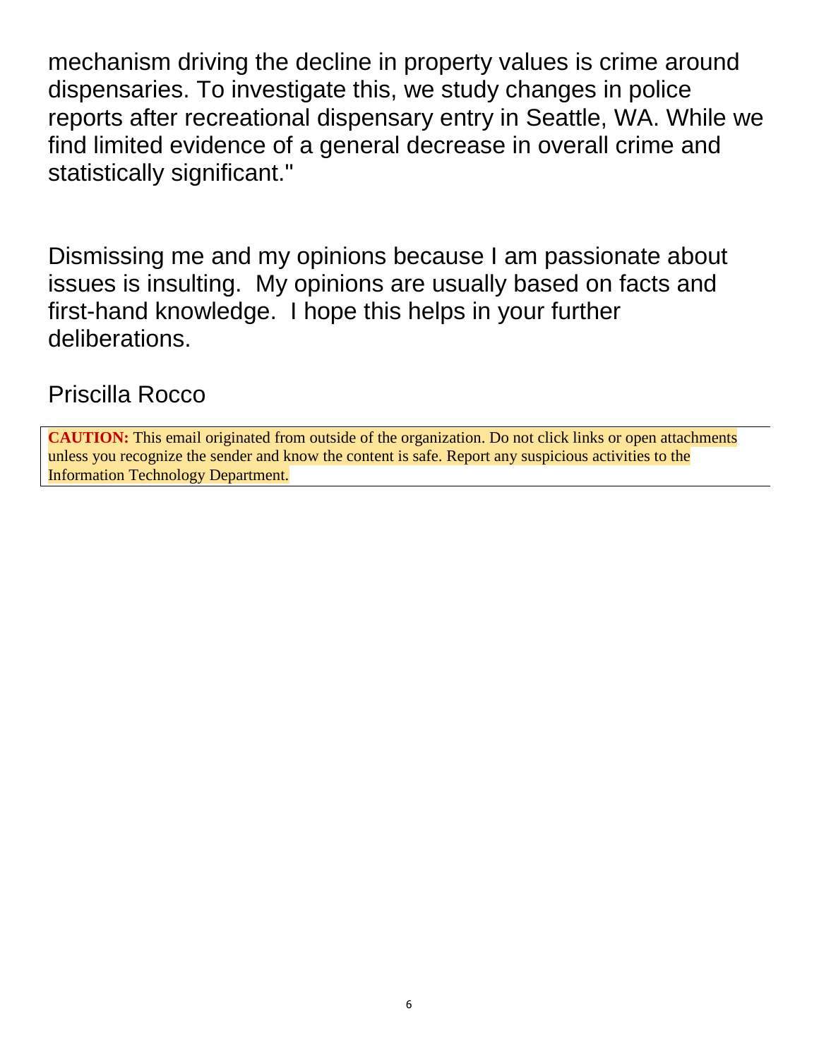mechanism driving the decline in property values is crime around dispensaries. To investigate this, we study changes in police reports after recreational dispensary entry in Seattle, WA. While we find limited evidence of a general decrease in overall crime and statistically significant."

Dismissing me and my opinions because I am passionate about issues is insulting. My opinions are usually based on facts and first-hand knowledge. I hope this helps in your further deliberations.

Priscilla Rocco

**CAUTION:** This email originated from outside of the organization. Do not click links or open attachments unless you recognize the sender and know the content is safe. Report any suspicious activities to the Information Technology Department.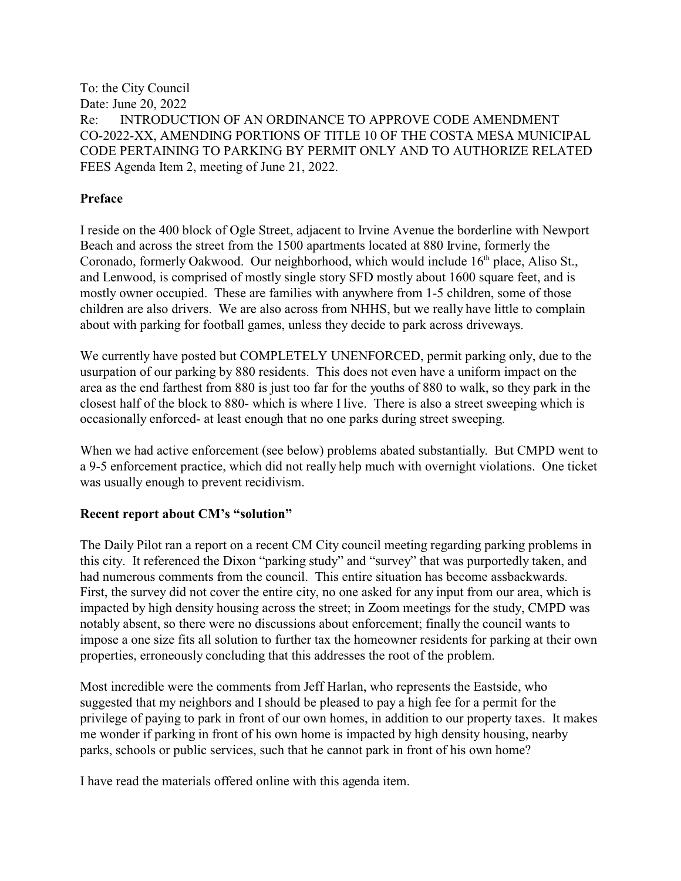To: the City Council
Date: June 20, 2022
Re: INTRODUCTION OF AN ORDINANCE TO APPROVE CODE AMENDMENT CO-2022-XX, AMENDING PORTIONS OF TITLE 10 OF THE COSTA MESA MUNICIPAL CODE PERTAINING TO PARKING BY PERMIT ONLY AND TO AUTHORIZE RELATED FEES Agenda Item 2, meeting of June 21, 2022.

**Preface**

I reside on the 400 block of Ogle Street, adjacent to Irvine Avenue the borderline with Newport Beach and across the street from the 1500 apartments located at 880 Irvine, formerly the Coronado, formerly Oakwood. Our neighborhood, which would include 16th place, Aliso St., and Lenwood, is comprised of mostly single story SFD mostly about 1600 square feet, and is mostly owner occupied. These are families with anywhere from 1-5 children, some of those children are also drivers. We are also across from NHHS, but we really have little to complain about with parking for football games, unless they decide to park across driveways.

We currently have posted but COMPLETELY UNENFORCED, permit parking only, due to the usurpation of our parking by 880 residents. This does not even have a uniform impact on the area as the end farthest from 880 is just too far for the youths of 880 to walk, so they park in the closest half of the block to 880- which is where I live. There is also a street sweeping which is occasionally enforced- at least enough that no one parks during street sweeping.

When we had active enforcement (see below) problems abated substantially. But CMPD went to a 9-5 enforcement practice, which did not really help much with overnight violations. One ticket was usually enough to prevent recidivism.

**Recent report about CM's "solution"**

The Daily Pilot ran a report on a recent CM City council meeting regarding parking problems in this city. It referenced the Dixon "parking study" and "survey" that was purportedly taken, and had numerous comments from the council. This entire situation has become assbackwards. First, the survey did not cover the entire city, no one asked for any input from our area, which is impacted by high density housing across the street; in Zoom meetings for the study, CMPD was notably absent, so there were no discussions about enforcement; finally the council wants to impose a one size fits all solution to further tax the homeowner residents for parking at their own properties, erroneously concluding that this addresses the root of the problem.

Most incredible were the comments from Jeff Harlan, who represents the Eastside, who suggested that my neighbors and I should be pleased to pay a high fee for a permit for the privilege of paying to park in front of our own homes, in addition to our property taxes. It makes me wonder if parking in front of his own home is impacted by high density housing, nearby parks, schools or public services, such that he cannot park in front of his own home?

I have read the materials offered online with this agenda item.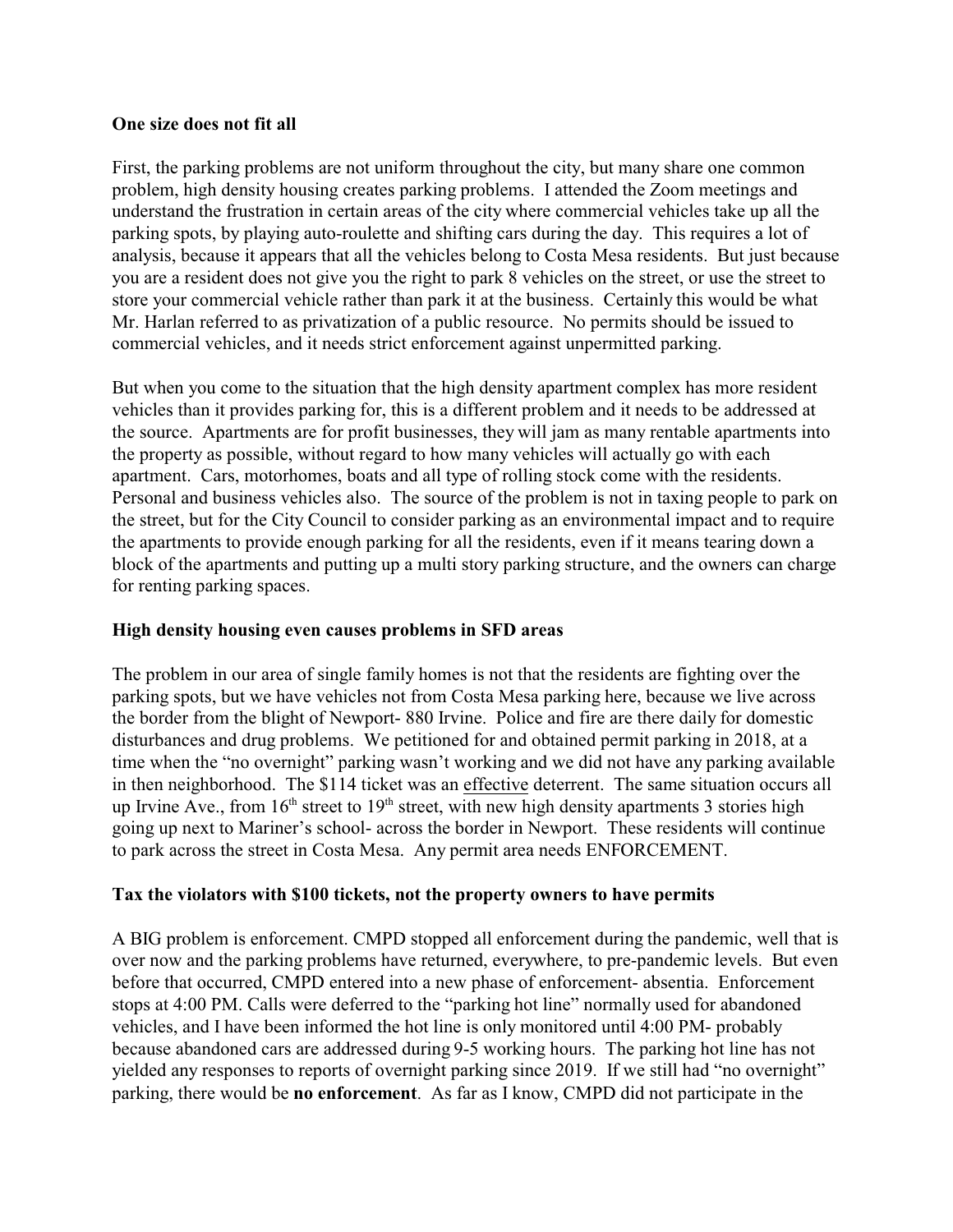**One size does not fit all**

First, the parking problems are not uniform throughout the city, but many share one common problem, high density housing creates parking problems. I attended the Zoom meetings and understand the frustration in certain areas of the city where commercial vehicles take up all the parking spots, by playing auto-roulette and shifting cars during the day. This requires a lot of analysis, because it appears that all the vehicles belong to Costa Mesa residents. But just because you are a resident does not give you the right to park 8 vehicles on the street, or use the street to store your commercial vehicle rather than park it at the business. Certainly this would be what Mr. Harlan referred to as privatization of a public resource. No permits should be issued to commercial vehicles, and it needs strict enforcement against unpermitted parking.

But when you come to the situation that the high density apartment complex has more resident vehicles than it provides parking for, this is a different problem and it needs to be addressed at the source. Apartments are for profit businesses, they will jam as many rentable apartments into the property as possible, without regard to how many vehicles will actually go with each apartment. Cars, motorhomes, boats and all type of rolling stock come with the residents. Personal and business vehicles also. The source of the problem is not in taxing people to park on the street, but for the City Council to consider parking as an environmental impact and to require the apartments to provide enough parking for all the residents, even if it means tearing down a block of the apartments and putting up a multi story parking structure, and the owners can charge for renting parking spaces.

**High density housing even causes problems in SFD areas**

The problem in our area of single family homes is not that the residents are fighting over the parking spots, but we have vehicles not from Costa Mesa parking here, because we live across the border from the blight of Newport- 880 Irvine. Police and fire are there daily for domestic disturbances and drug problems. We petitioned for and obtained permit parking in 2018, at a time when the "no overnight" parking wasn't working and we did not have any parking available in then neighborhood. The $114 ticket was an <u>effective</u> deterrent. The same situation occurs all up Irvine Ave., from 16th street to 19th street, with new high density apartments 3 stories high going up next to Mariner's school- across the border in Newport. These residents will continue to park across the street in Costa Mesa. Any permit area needs ENFORCEMENT.

**Tax the violators with $100 tickets, not the property owners to have permits**

A BIG problem is enforcement. CMPD stopped all enforcement during the pandemic, well that is over now and the parking problems have returned, everywhere, to pre-pandemic levels. But even before that occurred, CMPD entered into a new phase of enforcement- absentia. Enforcement stops at 4:00 PM. Calls were deferred to the "parking hot line" normally used for abandoned vehicles, and I have been informed the hot line is only monitored until 4:00 PM- probably because abandoned cars are addressed during 9-5 working hours. The parking hot line has not yielded any responses to reports of overnight parking since 2019. If we still had "no overnight" parking, there would be **no enforcement**. As far as I know, CMPD did not participate in the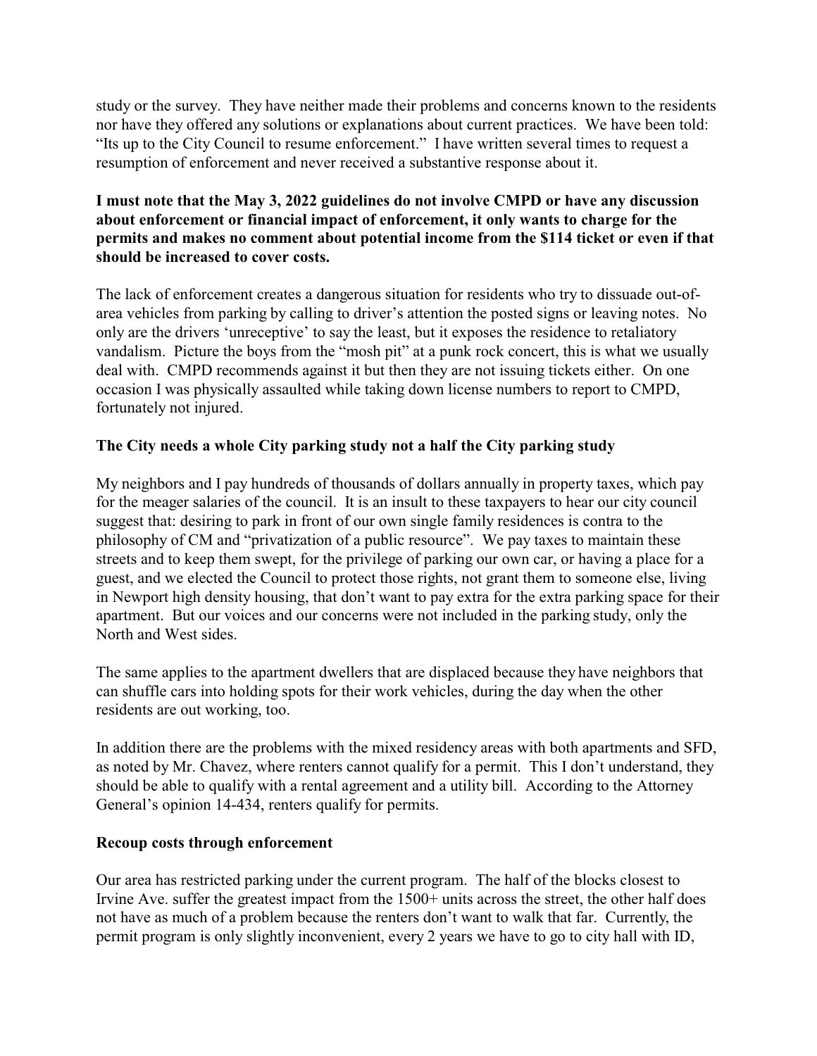study or the survey. They have neither made their problems and concerns known to the residents nor have they offered any solutions or explanations about current practices. We have been told: "Its up to the City Council to resume enforcement." I have written several times to request a resumption of enforcement and never received a substantive response about it.

**I must note that the May 3, 2022 guidelines do not involve CMPD or have any discussion about enforcement or financial impact of enforcement, it only wants to charge for the permits and makes no comment about potential income from the $114 ticket or even if that should be increased to cover costs.**

The lack of enforcement creates a dangerous situation for residents who try to dissuade out-of-area vehicles from parking by calling to driver's attention the posted signs or leaving notes. No only are the drivers 'unreceptive' to say the least, but it exposes the residence to retaliatory vandalism. Picture the boys from the "mosh pit" at a punk rock concert, this is what we usually deal with. CMPD recommends against it but then they are not issuing tickets either. On one occasion I was physically assaulted while taking down license numbers to report to CMPD, fortunately not injured.

**The City needs a whole City parking study not a half the City parking study**

My neighbors and I pay hundreds of thousands of dollars annually in property taxes, which pay for the meager salaries of the council. It is an insult to these taxpayers to hear our city council suggest that: desiring to park in front of our own single family residences is contra to the philosophy of CM and "privatization of a public resource". We pay taxes to maintain these streets and to keep them swept, for the privilege of parking our own car, or having a place for a guest, and we elected the Council to protect those rights, not grant them to someone else, living in Newport high density housing, that don't want to pay extra for the extra parking space for their apartment. But our voices and our concerns were not included in the parking study, only the North and West sides.

The same applies to the apartment dwellers that are displaced because they have neighbors that can shuffle cars into holding spots for their work vehicles, during the day when the other residents are out working, too.

In addition there are the problems with the mixed residency areas with both apartments and SFD, as noted by Mr. Chavez, where renters cannot qualify for a permit. This I don't understand, they should be able to qualify with a rental agreement and a utility bill. According to the Attorney General's opinion 14-434, renters qualify for permits.

**Recoup costs through enforcement**

Our area has restricted parking under the current program. The half of the blocks closest to Irvine Ave. suffer the greatest impact from the 1500+ units across the street, the other half does not have as much of a problem because the renters don't want to walk that far. Currently, the permit program is only slightly inconvenient, every 2 years we have to go to city hall with ID,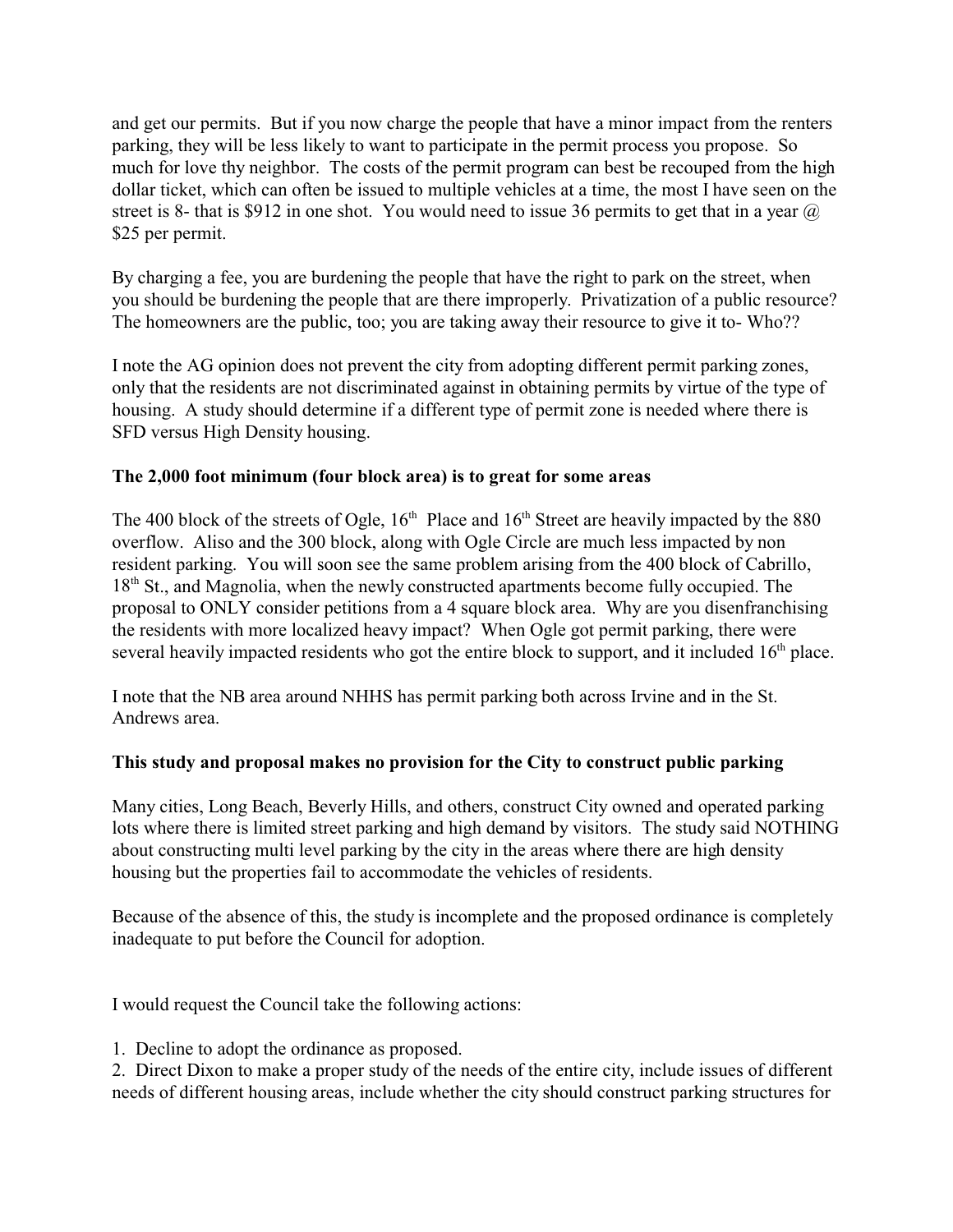and get our permits. But if you now charge the people that have a minor impact from the renters parking, they will be less likely to want to participate in the permit process you propose. So much for love thy neighbor. The costs of the permit program can best be recouped from the high dollar ticket, which can often be issued to multiple vehicles at a time, the most I have seen on the street is 8- that is $912 in one shot. You would need to issue 36 permits to get that in a year @ $25 per permit.

By charging a fee, you are burdening the people that have the right to park on the street, when you should be burdening the people that are there improperly. Privatization of a public resource? The homeowners are the public, too; you are taking away their resource to give it to- Who??

I note the AG opinion does not prevent the city from adopting different permit parking zones, only that the residents are not discriminated against in obtaining permits by virtue of the type of housing. A study should determine if a different type of permit zone is needed where there is SFD versus High Density housing.

**The 2,000 foot minimum (four block area) is to great for some areas**

The 400 block of the streets of Ogle, 16th Place and 16th Street are heavily impacted by the 880 overflow. Aliso and the 300 block, along with Ogle Circle are much less impacted by non resident parking. You will soon see the same problem arising from the 400 block of Cabrillo, 18th St., and Magnolia, when the newly constructed apartments become fully occupied. The proposal to ONLY consider petitions from a 4 square block area. Why are you disenfranchising the residents with more localized heavy impact? When Ogle got permit parking, there were several heavily impacted residents who got the entire block to support, and it included 16th place.

I note that the NB area around NHHS has permit parking both across Irvine and in the St. Andrews area.

**This study and proposal makes no provision for the City to construct public parking**

Many cities, Long Beach, Beverly Hills, and others, construct City owned and operated parking lots where there is limited street parking and high demand by visitors. The study said NOTHING about constructing multi level parking by the city in the areas where there are high density housing but the properties fail to accommodate the vehicles of residents.

Because of the absence of this, the study is incomplete and the proposed ordinance is completely inadequate to put before the Council for adoption.

I would request the Council take the following actions:

1. Decline to adopt the ordinance as proposed.
2. Direct Dixon to make a proper study of the needs of the entire city, include issues of different needs of different housing areas, include whether the city should construct parking structures for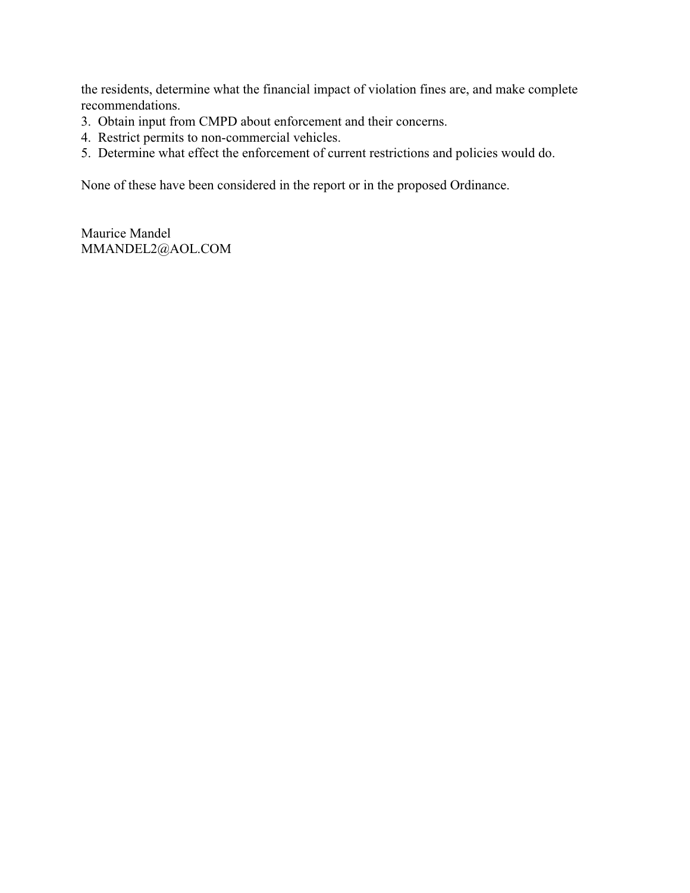the residents, determine what the financial impact of violation fines are, and make complete recommendations.

3. Obtain input from CMPD about enforcement and their concerns.
4. Restrict permits to non-commercial vehicles.
5. Determine what effect the enforcement of current restrictions and policies would do.

None of these have been considered in the report or in the proposed Ordinance.

Maurice Mandel
MMANDEL2@AOL.COM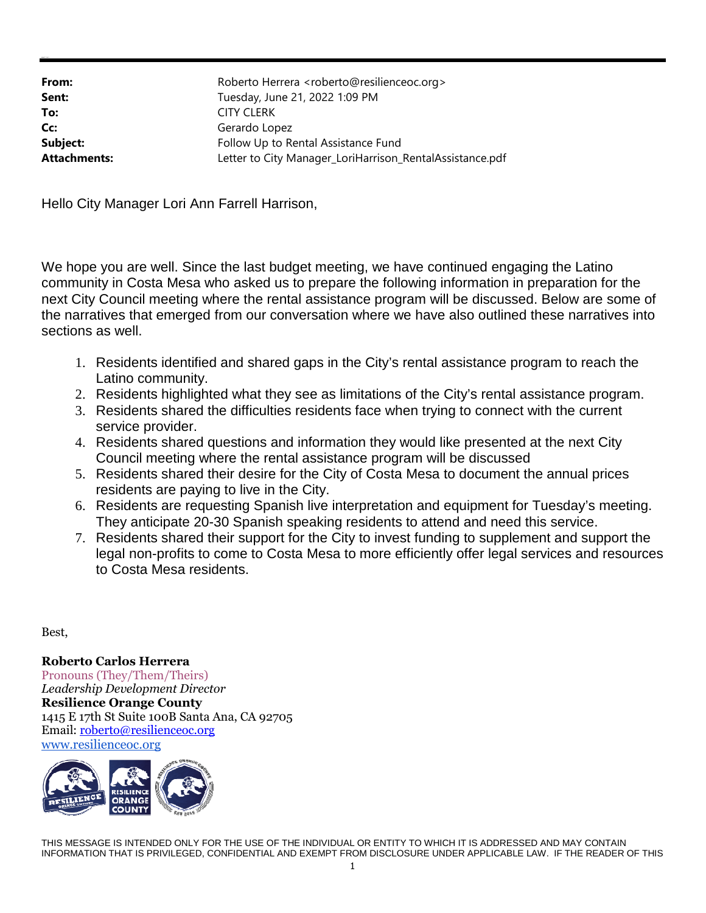| | |
|---|---|
| **From:** | Roberto Herrera <roberto@resilienceoc.org> |
| **Sent:** | Tuesday, June 21, 2022 1:09 PM |
| **To:** | CITY CLERK |
| **Cc:** | Gerardo Lopez |
| **Subject:** | Follow Up to Rental Assistance Fund |
| **Attachments:** | Letter to City Manager_LoriHarrison_RentalAssistance.pdf |

Hello City Manager Lori Ann Farrell Harrison,

We hope you are well. Since the last budget meeting, we have continued engaging the Latino community in Costa Mesa who asked us to prepare the following information in preparation for the next City Council meeting where the rental assistance program will be discussed. Below are some of the narratives that emerged from our conversation where we have also outlined these narratives into sections as well.

1. Residents identified and shared gaps in the City's rental assistance program to reach the Latino community.
2. Residents highlighted what they see as limitations of the City's rental assistance program.
3. Residents shared the difficulties residents face when trying to connect with the current service provider.
4. Residents shared questions and information they would like presented at the next City Council meeting where the rental assistance program will be discussed
5. Residents shared their desire for the City of Costa Mesa to document the annual prices residents are paying to live in the City.
6. Residents are requesting Spanish live interpretation and equipment for Tuesday's meeting. They anticipate 20-30 Spanish speaking residents to attend and need this service.
7. Residents shared their support for the City to invest funding to supplement and support the legal non-profits to come to Costa Mesa to more efficiently offer legal services and resources to Costa Mesa residents.

Best,

**Roberto Carlos Herrera**
Pronouns (They/Them/Theirs)
*Leadership Development Director*
**Resilience Orange County**
1415 E 17th St Suite 100B Santa Ana, CA 92705
Email: roberto@resilienceoc.org
www.resilienceoc.org

THIS MESSAGE IS INTENDED ONLY FOR THE USE OF THE INDIVIDUAL OR ENTITY TO WHICH IT IS ADDRESSED AND MAY CONTAIN INFORMATION THAT IS PRIVILEGED, CONFIDENTIAL AND EXEMPT FROM DISCLOSURE UNDER APPLICABLE LAW. IF THE READER OF THIS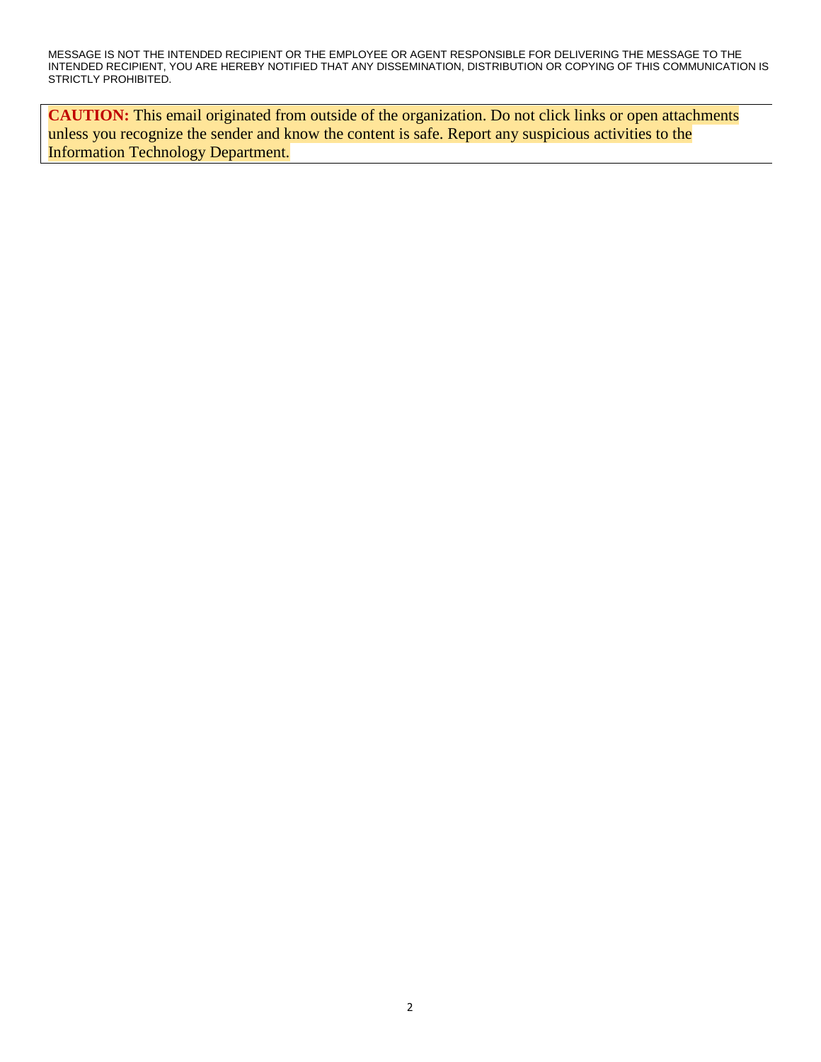MESSAGE IS NOT THE INTENDED RECIPIENT OR THE EMPLOYEE OR AGENT RESPONSIBLE FOR DELIVERING THE MESSAGE TO THE INTENDED RECIPIENT, YOU ARE HEREBY NOTIFIED THAT ANY DISSEMINATION, DISTRIBUTION OR COPYING OF THIS COMMUNICATION IS STRICTLY PROHIBITED.

**CAUTION:** This email originated from outside of the organization. Do not click links or open attachments unless you recognize the sender and know the content is safe. Report any suspicious activities to the Information Technology Department.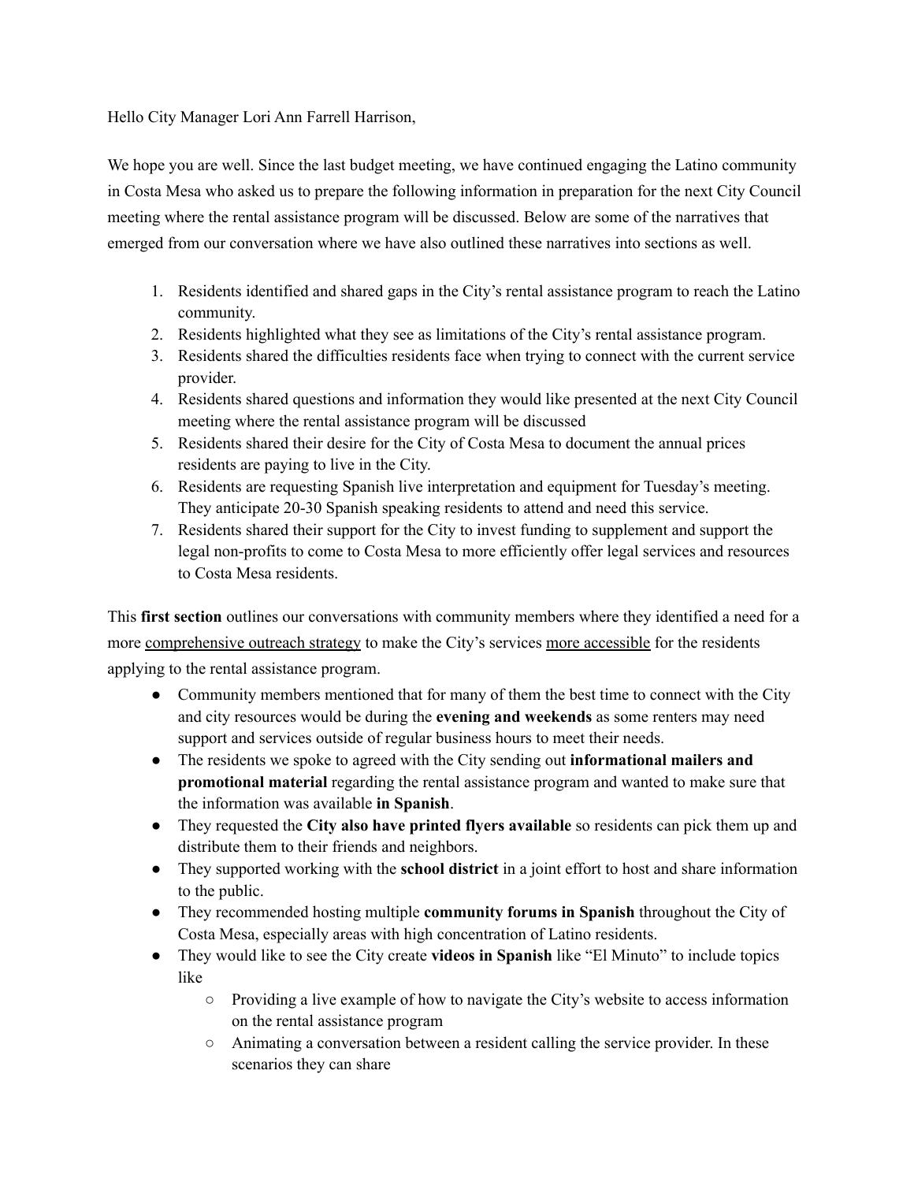Hello City Manager Lori Ann Farrell Harrison,

We hope you are well. Since the last budget meeting, we have continued engaging the Latino community in Costa Mesa who asked us to prepare the following information in preparation for the next City Council meeting where the rental assistance program will be discussed. Below are some of the narratives that emerged from our conversation where we have also outlined these narratives into sections as well.

1. Residents identified and shared gaps in the City's rental assistance program to reach the Latino community.
2. Residents highlighted what they see as limitations of the City's rental assistance program.
3. Residents shared the difficulties residents face when trying to connect with the current service provider.
4. Residents shared questions and information they would like presented at the next City Council meeting where the rental assistance program will be discussed
5. Residents shared their desire for the City of Costa Mesa to document the annual prices residents are paying to live in the City.
6. Residents are requesting Spanish live interpretation and equipment for Tuesday's meeting. They anticipate 20-30 Spanish speaking residents to attend and need this service.
7. Residents shared their support for the City to invest funding to supplement and support the legal non-profits to come to Costa Mesa to more efficiently offer legal services and resources to Costa Mesa residents.

This **first section** outlines our conversations with community members where they identified a need for a more <u>comprehensive outreach strategy</u> to make the City's services <u>more accessible</u> for the residents applying to the rental assistance program.

- Community members mentioned that for many of them the best time to connect with the City and city resources would be during the **evening and weekends** as some renters may need support and services outside of regular business hours to meet their needs.
- The residents we spoke to agreed with the City sending out **informational mailers and promotional material** regarding the rental assistance program and wanted to make sure that the information was available **in Spanish**.
- They requested the **City also have printed flyers available** so residents can pick them up and distribute them to their friends and neighbors.
- They supported working with the **school district** in a joint effort to host and share information to the public.
- They recommended hosting multiple **community forums in Spanish** throughout the City of Costa Mesa, especially areas with high concentration of Latino residents.
- They would like to see the City create **videos in Spanish** like "El Minuto" to include topics like
  - Providing a live example of how to navigate the City's website to access information on the rental assistance program
  - Animating a conversation between a resident calling the service provider. In these scenarios they can share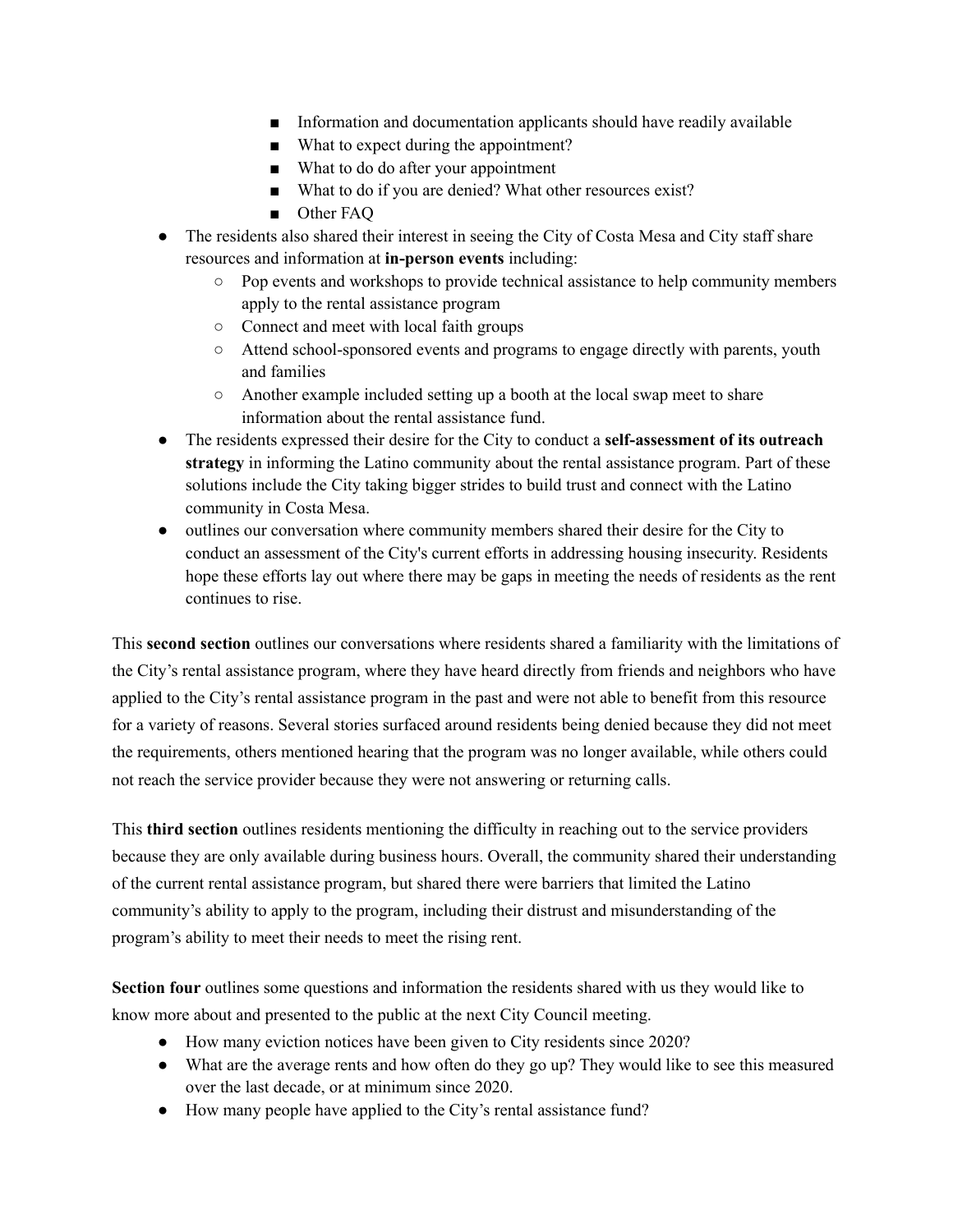- Information and documentation applicants should have readily available
        - What to expect during the appointment?
        - What to do do after your appointment
        - What to do if you are denied? What other resources exist?
        - Other FAQ
- The residents also shared their interest in seeing the City of Costa Mesa and City staff share resources and information at **in-person events** including:
    - Pop events and workshops to provide technical assistance to help community members apply to the rental assistance program
    - Connect and meet with local faith groups
    - Attend school-sponsored events and programs to engage directly with parents, youth and families
    - Another example included setting up a booth at the local swap meet to share information about the rental assistance fund.
- The residents expressed their desire for the City to conduct a **self-assessment of its outreach strategy** in informing the Latino community about the rental assistance program. Part of these solutions include the City taking bigger strides to build trust and connect with the Latino community in Costa Mesa.
- outlines our conversation where community members shared their desire for the City to conduct an assessment of the City's current efforts in addressing housing insecurity. Residents hope these efforts lay out where there may be gaps in meeting the needs of residents as the rent continues to rise.

This **second section** outlines our conversations where residents shared a familiarity with the limitations of the City's rental assistance program, where they have heard directly from friends and neighbors who have applied to the City's rental assistance program in the past and were not able to benefit from this resource for a variety of reasons. Several stories surfaced around residents being denied because they did not meet the requirements, others mentioned hearing that the program was no longer available, while others could not reach the service provider because they were not answering or returning calls.

This **third section** outlines residents mentioning the difficulty in reaching out to the service providers because they are only available during business hours. Overall, the community shared their understanding of the current rental assistance program, but shared there were barriers that limited the Latino community's ability to apply to the program, including their distrust and misunderstanding of the program's ability to meet their needs to meet the rising rent.

**Section four** outlines some questions and information the residents shared with us they would like to know more about and presented to the public at the next City Council meeting.

- How many eviction notices have been given to City residents since 2020?
- What are the average rents and how often do they go up? They would like to see this measured over the last decade, or at minimum since 2020.
- How many people have applied to the City's rental assistance fund?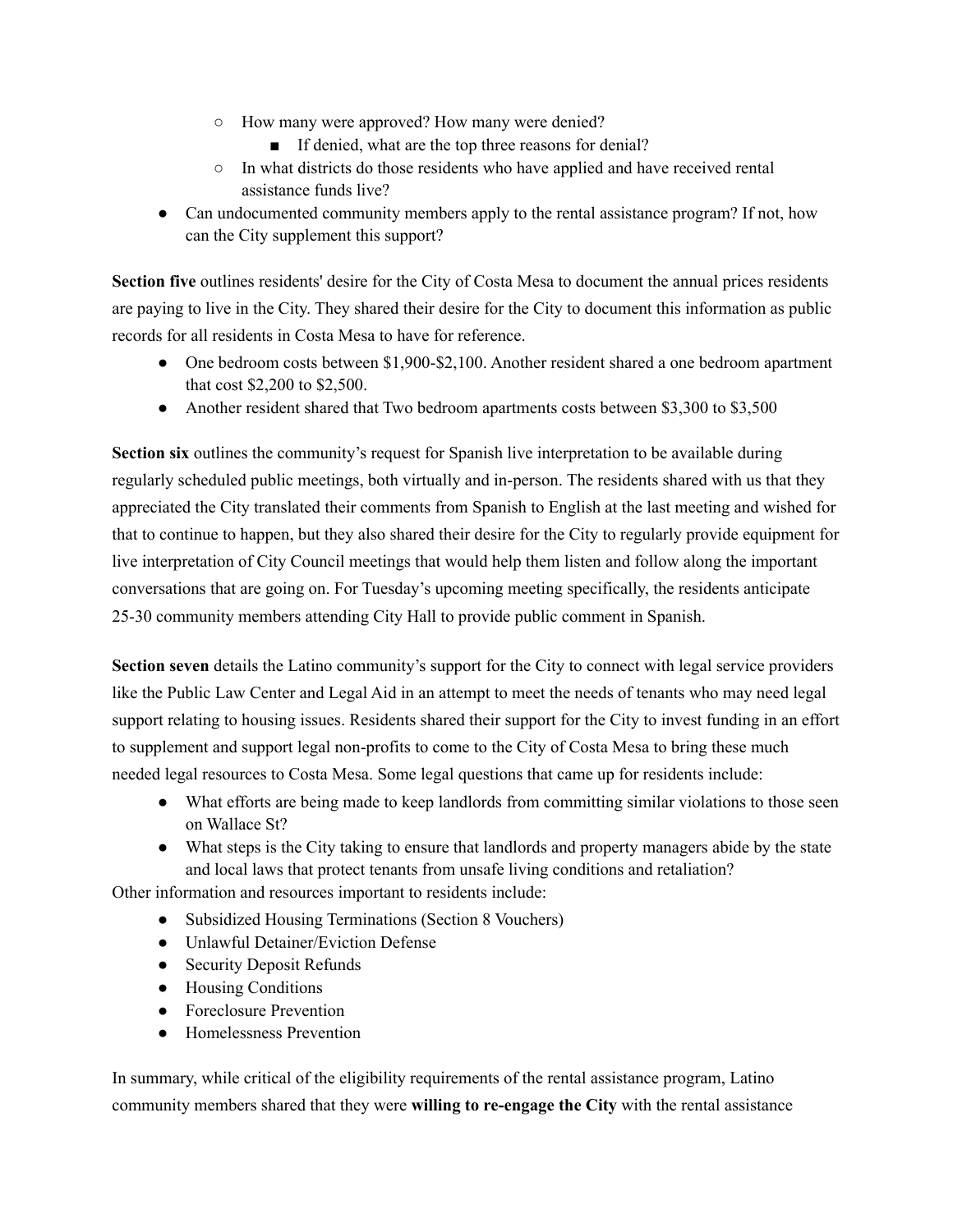- How many were approved? How many were denied?
    - If denied, what are the top three reasons for denial?
  - In what districts do those residents who have applied and have received rental assistance funds live?
- Can undocumented community members apply to the rental assistance program? If not, how can the City supplement this support?

**Section five** outlines residents' desire for the City of Costa Mesa to document the annual prices residents are paying to live in the City. They shared their desire for the City to document this information as public records for all residents in Costa Mesa to have for reference.

- One bedroom costs between $1,900-$2,100. Another resident shared a one bedroom apartment that cost $2,200 to $2,500.
- Another resident shared that Two bedroom apartments costs between $3,300 to $3,500

**Section six** outlines the community's request for Spanish live interpretation to be available during regularly scheduled public meetings, both virtually and in-person. The residents shared with us that they appreciated the City translated their comments from Spanish to English at the last meeting and wished for that to continue to happen, but they also shared their desire for the City to regularly provide equipment for live interpretation of City Council meetings that would help them listen and follow along the important conversations that are going on. For Tuesday's upcoming meeting specifically, the residents anticipate 25-30 community members attending City Hall to provide public comment in Spanish.

**Section seven** details the Latino community's support for the City to connect with legal service providers like the Public Law Center and Legal Aid in an attempt to meet the needs of tenants who may need legal support relating to housing issues. Residents shared their support for the City to invest funding in an effort to supplement and support legal non-profits to come to the City of Costa Mesa to bring these much needed legal resources to Costa Mesa. Some legal questions that came up for residents include:

- What efforts are being made to keep landlords from committing similar violations to those seen on Wallace St?
- What steps is the City taking to ensure that landlords and property managers abide by the state and local laws that protect tenants from unsafe living conditions and retaliation?

Other information and resources important to residents include:

- Subsidized Housing Terminations (Section 8 Vouchers)
- Unlawful Detainer/Eviction Defense
- Security Deposit Refunds
- Housing Conditions
- Foreclosure Prevention
- Homelessness Prevention

In summary, while critical of the eligibility requirements of the rental assistance program, Latino community members shared that they were **willing to re-engage the City** with the rental assistance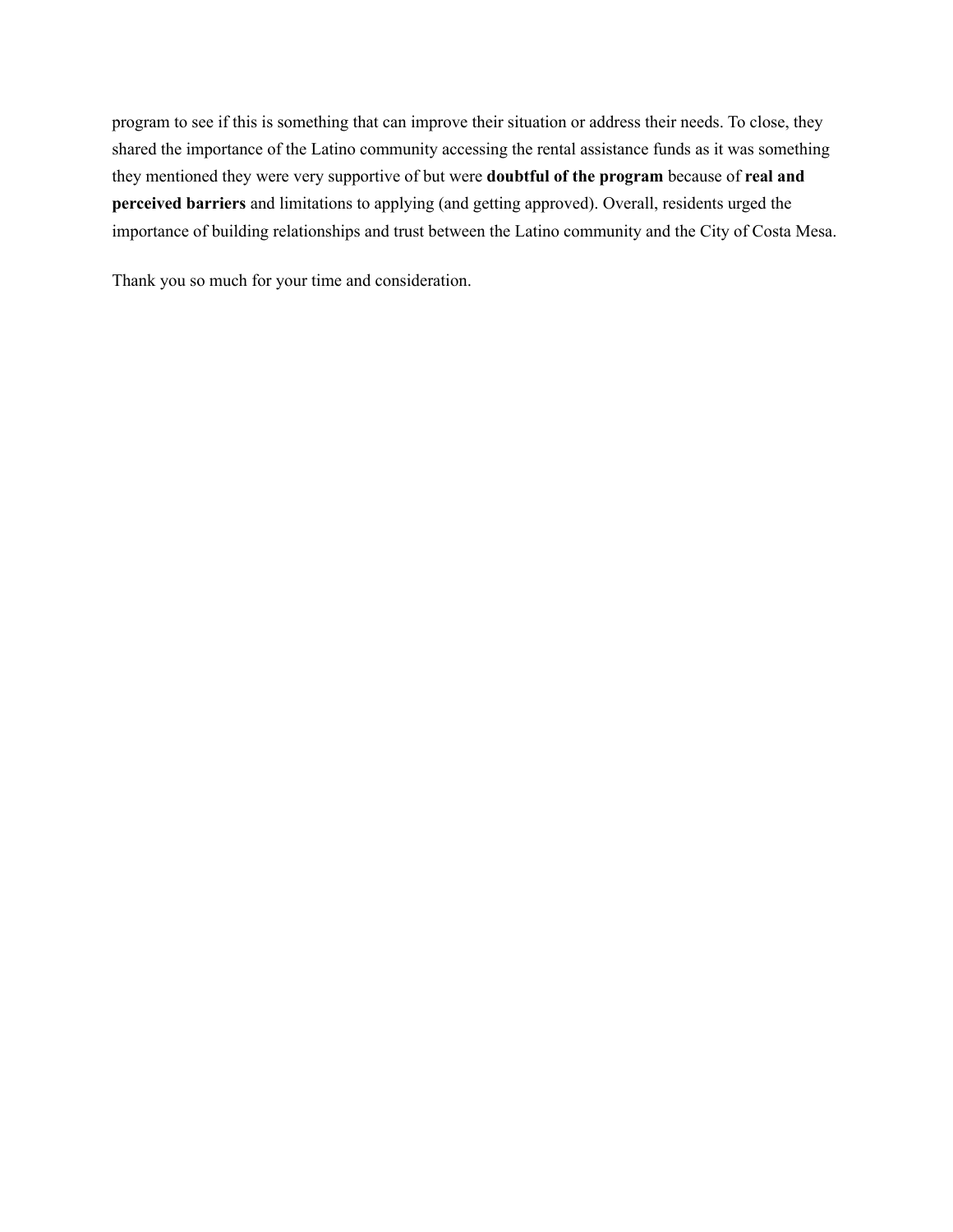program to see if this is something that can improve their situation or address their needs. To close, they shared the importance of the Latino community accessing the rental assistance funds as it was something they mentioned they were very supportive of but were **doubtful of the program** because of **real and perceived barriers** and limitations to applying (and getting approved). Overall, residents urged the importance of building relationships and trust between the Latino community and the City of Costa Mesa.

Thank you so much for your time and consideration.